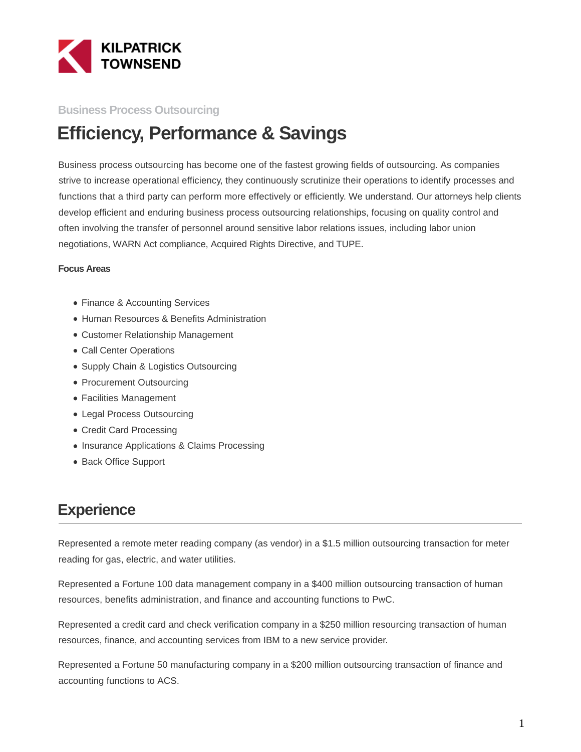KILPATRICK TOWNSEND

Business Process Outsourcing

# Efficiency, Performance & Savings

Business process outsourcing has become one of the fastest growing fields of outsourcing. As companies strive to increase operational efficiency, they continuously scrutinize their operations to identify processes and functions that a third party can perform more effectively or efficiently. We understand. Our attorneys help clients develop efficient and enduring business process outsourcing relationships, focusing on quality control and often involving the transfer of personnel around sensitive labor relations issues, including labor union negotiations, WARN Act compliance, Acquired Rights Directive, and TUPE.

**Focus Areas**

- Finance & Accounting Services
- Human Resources & Benefits Administration
- Customer Relationship Management
- Call Center Operations
- Supply Chain & Logistics Outsourcing
- Procurement Outsourcing
- Facilities Management
- Legal Process Outsourcing
- Credit Card Processing
- Insurance Applications & Claims Processing
- Back Office Support

## Experience

Represented a remote meter reading company (as vendor) in a $1.5 million outsourcing transaction for meter reading for gas, electric, and water utilities.

Represented a Fortune 100 data management company in a $400 million outsourcing transaction of human resources, benefits administration, and finance and accounting functions to PwC.

Represented a credit card and check verification company in a $250 million resourcing transaction of human resources, finance, and accounting services from IBM to a new service provider.

Represented a Fortune 50 manufacturing company in a $200 million outsourcing transaction of finance and accounting functions to ACS.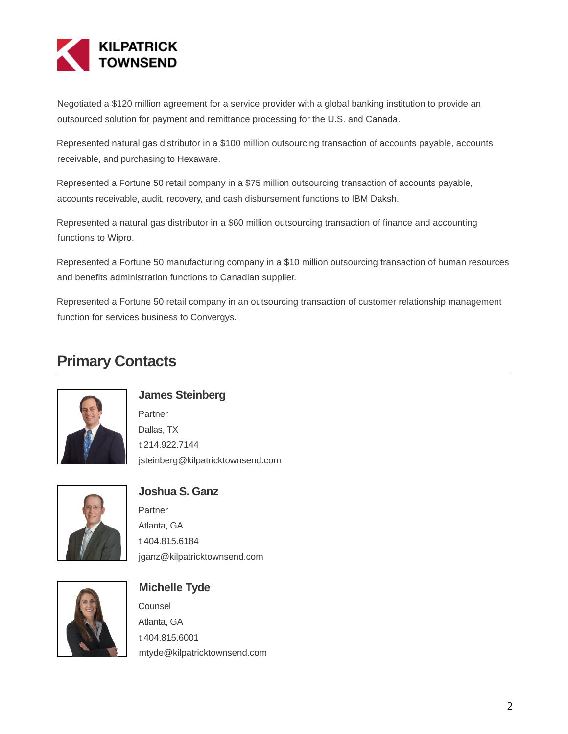Negotiated a $120 million agreement for a service provider with a global banking institution to provide an outsourced solution for payment and remittance processing for the U.S. and Canada.

Represented natural gas distributor in a $100 million outsourcing transaction of accounts payable, accounts receivable, and purchasing to Hexaware.

Represented a Fortune 50 retail company in a $75 million outsourcing transaction of accounts payable, accounts receivable, audit, recovery, and cash disbursement functions to IBM Daksh.

Represented a natural gas distributor in a $60 million outsourcing transaction of finance and accounting functions to Wipro.

Represented a Fortune 50 manufacturing company in a $10 million outsourcing transaction of human resources and benefits administration functions to Canadian supplier.

Represented a Fortune 50 retail company in an outsourcing transaction of customer relationship management function for services business to Convergys.

## Primary Contacts

### James Steinberg

Partner
Dallas, TX
t 214.922.7144
jsteinberg@kilpatricktownsend.com

### Joshua S. Ganz

Partner
Atlanta, GA
t 404.815.6184
jganz@kilpatricktownsend.com

### Michelle Tyde

Counsel
Atlanta, GA
t 404.815.6001
mtyde@kilpatricktownsend.com